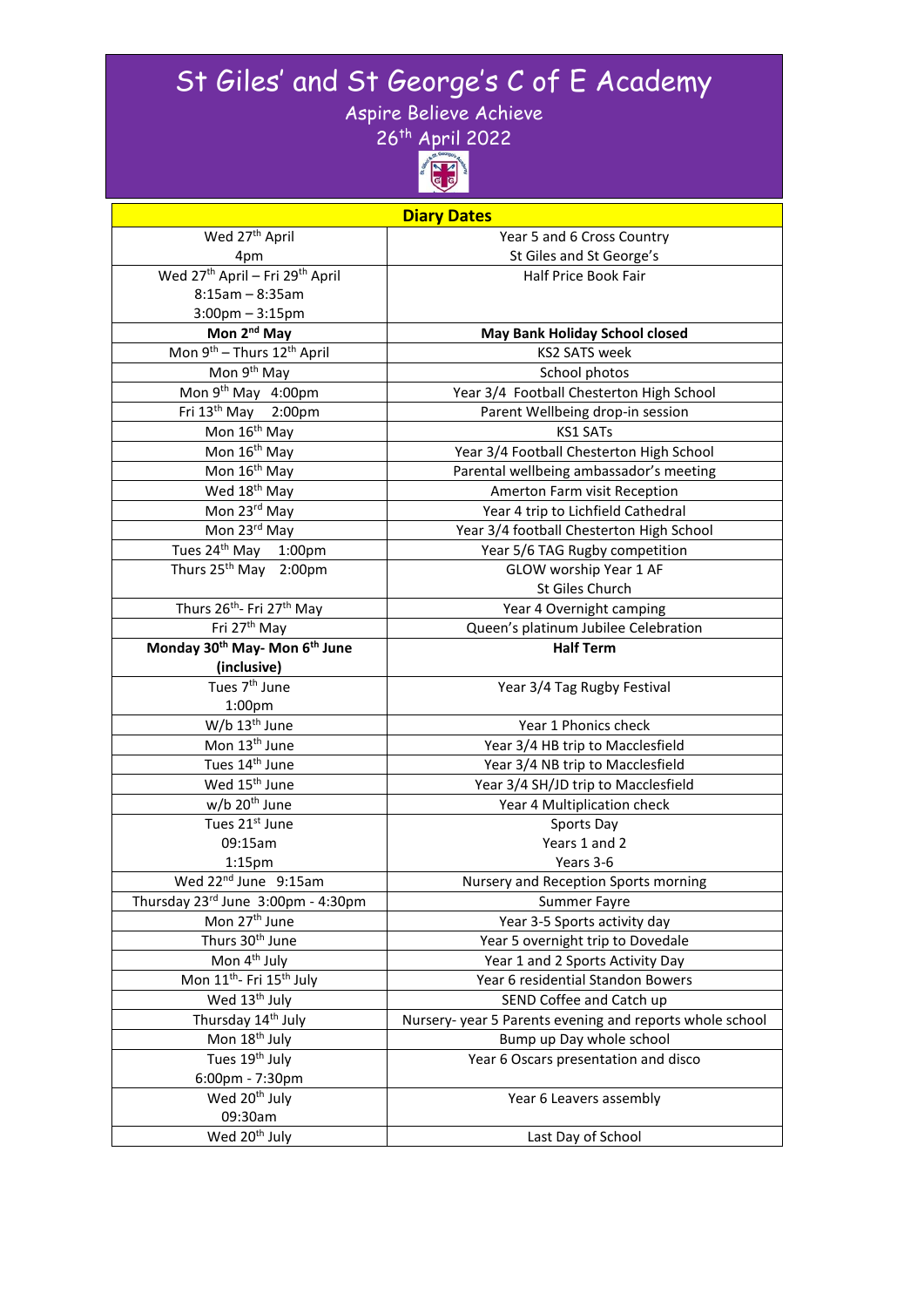# St Giles' and St George's C of E Academy

Aspire Believe Achieve

26th April 2022

| Diary Dates | |
|---|---|
| Wed 27th April<br>4pm | Year 5 and 6 Cross Country<br>St Giles and St George's |
| Wed 27th April – Fri 29th April<br>8:15am – 8:35am<br>3:00pm – 3:15pm | Half Price Book Fair |
| **Mon 2nd May** | **May Bank Holiday School closed** |
| Mon 9th – Thurs 12th April | KS2 SATS week |
| Mon 9th May | School photos |
| Mon 9th May 4:00pm | Year 3/4 Football Chesterton High School |
| Fri 13th May 2:00pm | Parent Wellbeing drop-in session |
| Mon 16th May | KS1 SATs |
| Mon 16th May | Year 3/4 Football Chesterton High School |
| Mon 16th May | Parental wellbeing ambassador's meeting |
| Wed 18th May | Amerton Farm visit Reception |
| Mon 23rd May | Year 4 trip to Lichfield Cathedral |
| Mon 23rd May | Year 3/4 football Chesterton High School |
| Tues 24th May 1:00pm | Year 5/6 TAG Rugby competition |
| Thurs 25th May 2:00pm | GLOW worship Year 1 AF<br>St Giles Church |
| Thurs 26th- Fri 27th May | Year 4 Overnight camping |
| Fri 27th May | Queen's platinum Jubilee Celebration |
| **Monday 30th May- Mon 6th June (inclusive)** | **Half Term** |
| Tues 7th June<br>1:00pm | Year 3/4 Tag Rugby Festival |
| W/b 13th June | Year 1 Phonics check |
| Mon 13th June | Year 3/4 HB trip to Macclesfield |
| Tues 14th June | Year 3/4 NB trip to Macclesfield |
| Wed 15th June | Year 3/4 SH/JD trip to Macclesfield |
| w/b 20th June | Year 4 Multiplication check |
| Tues 21st June<br>09:15am<br>1:15pm | Sports Day<br>Years 1 and 2<br>Years 3-6 |
| Wed 22nd June 9:15am | Nursery and Reception Sports morning |
| Thursday 23rd June 3:00pm - 4:30pm | Summer Fayre |
| Mon 27th June | Year 3-5 Sports activity day |
| Thurs 30th June | Year 5 overnight trip to Dovedale |
| Mon 4th July | Year 1 and 2 Sports Activity Day |
| Mon 11th- Fri 15th July | Year 6 residential Standon Bowers |
| Wed 13th July | SEND Coffee and Catch up |
| Thursday 14th July | Nursery- year 5 Parents evening and reports whole school |
| Mon 18th July | Bump up Day whole school |
| Tues 19th July<br>6:00pm - 7:30pm | Year 6 Oscars presentation and disco |
| Wed 20th July<br>09:30am | Year 6 Leavers assembly |
| Wed 20th July | Last Day of School |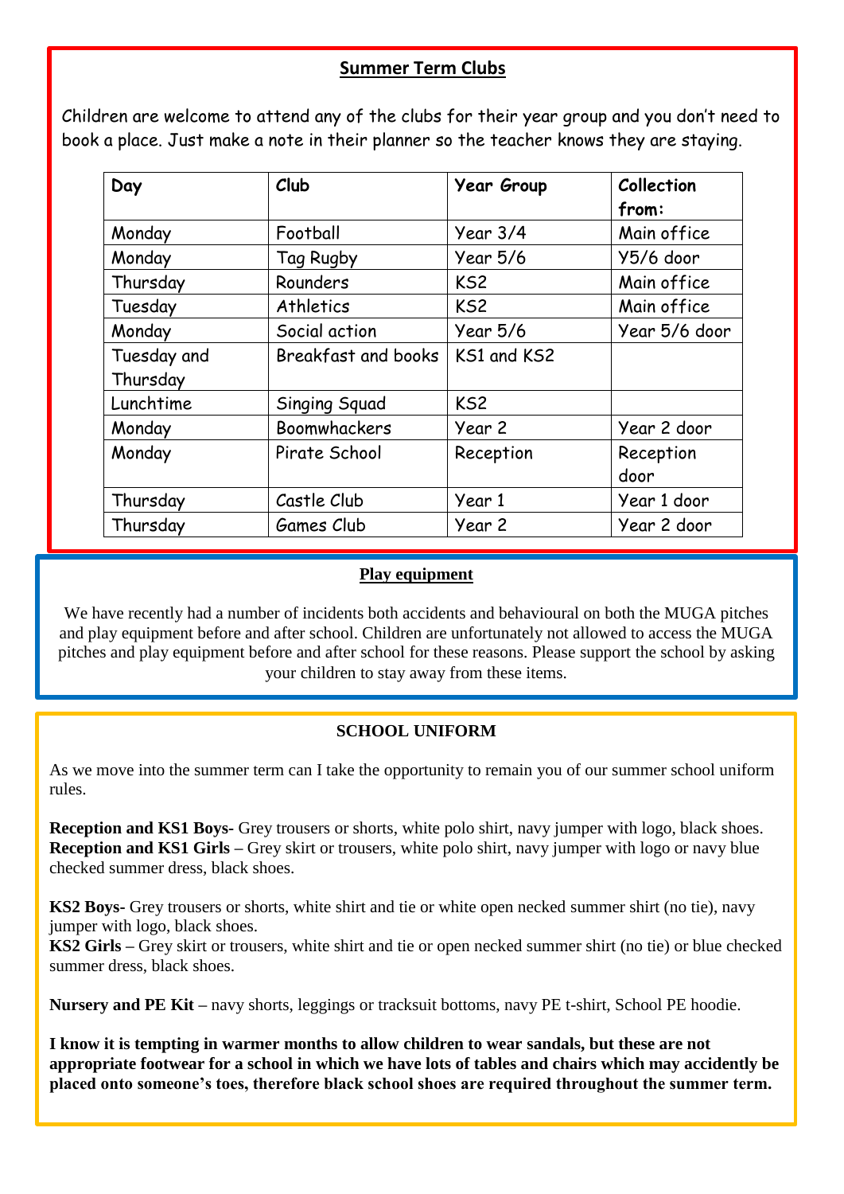## Summer Term Clubs

Children are welcome to attend any of the clubs for their year group and you don't need to book a place. Just make a note in their planner so the teacher knows they are staying.

| Day | Club | Year Group | Collection from: |
|---|---|---|---|
| Monday | Football | Year 3/4 | Main office |
| Monday | Tag Rugby | Year 5/6 | Y5/6 door |
| Thursday | Rounders | KS2 | Main office |
| Tuesday | Athletics | KS2 | Main office |
| Monday | Social action | Year 5/6 | Year 5/6 door |
| Tuesday and Thursday | Breakfast and books | KS1 and KS2 | |
| Lunchtime | Singing Squad | KS2 | |
| Monday | Boomwhackers | Year 2 | Year 2 door |
| Monday | Pirate School | Reception | Reception door |
| Thursday | Castle Club | Year 1 | Year 1 door |
| Thursday | Games Club | Year 2 | Year 2 door |

## Play equipment

We have recently had a number of incidents both accidents and behavioural on both the MUGA pitches and play equipment before and after school. Children are unfortunately not allowed to access the MUGA pitches and play equipment before and after school for these reasons. Please support the school by asking your children to stay away from these items.

## SCHOOL UNIFORM

As we move into the summer term can I take the opportunity to remain you of our summer school uniform rules.

**Reception and KS1 Boys**- Grey trousers or shorts, white polo shirt, navy jumper with logo, black shoes.
**Reception and KS1 Girls** – Grey skirt or trousers, white polo shirt, navy jumper with logo or navy blue checked summer dress, black shoes.

**KS2 Boys**- Grey trousers or shorts, white shirt and tie or white open necked summer shirt (no tie), navy jumper with logo, black shoes.
**KS2 Girls** – Grey skirt or trousers, white shirt and tie or open necked summer shirt (no tie) or blue checked summer dress, black shoes.

**Nursery and PE Kit** – navy shorts, leggings or tracksuit bottoms, navy PE t-shirt, School PE hoodie.

**I know it is tempting in warmer months to allow children to wear sandals, but these are not appropriate footwear for a school in which we have lots of tables and chairs which may accidently be placed onto someone's toes, therefore black school shoes are required throughout the summer term.**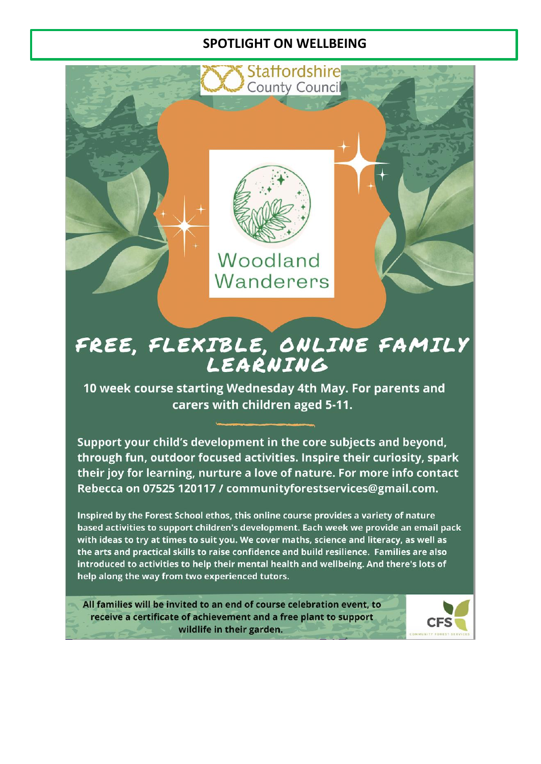## SPOTLIGHT ON WELLBEING

Staffordshire County Council

Woodland Wanderers

# FREE, FLEXIBLE, ONLINE FAMILY LEARNING

**10 week course starting Wednesday 4th May. For parents and carers with children aged 5-11.**

**Support your child's development in the core subjects and beyond, through fun, outdoor focused activities. Inspire their curiosity, spark their joy for learning, nurture a love of nature. For more info contact Rebecca on 07525 120117 / communityforestservices@gmail.com.**

Inspired by the Forest School ethos, this online course provides a variety of nature based activities to support children's development. Each week we provide an email pack with ideas to try at times to suit you. We cover maths, science and literacy, as well as the arts and practical skills to raise confidence and build resilience. Families are also introduced to activities to help their mental health and wellbeing. And there's lots of help along the way from two experienced tutors.

All families will be invited to an end of course celebration event, to receive a certificate of achievement and a free plant to support wildlife in their garden.

CFS COMMUNITY FOREST SERVICES